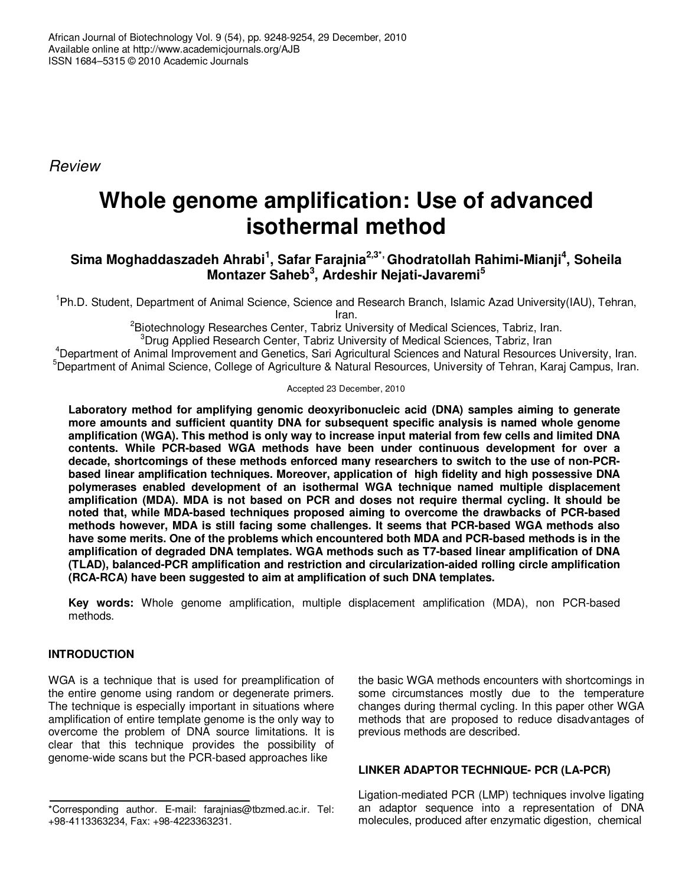African Journal of Biotechnology Vol. 9 (54), pp. 9248-9254, 29 December, 2010
Available online at http://www.academicjournals.org/AJB
ISSN 1684–5315 © 2010 Academic Journals

*Review*

# Whole genome amplification: Use of advanced isothermal method

**Sima Moghaddaszadeh Ahrabi[1], Safar Farajnia[2,3*], Ghodratollah Rahimi-Mianji[4], Soheila Montazer Saheb[3], Ardeshir Nejati-Javaremi[5]**

[1]Ph.D. Student, Department of Animal Science, Science and Research Branch, Islamic Azad University(IAU), Tehran, Iran.
[2]Biotechnology Researches Center, Tabriz University of Medical Sciences, Tabriz, Iran.
[3]Drug Applied Research Center, Tabriz University of Medical Sciences, Tabriz, Iran
[4]Department of Animal Improvement and Genetics, Sari Agricultural Sciences and Natural Resources University, Iran.
[5]Department of Animal Science, College of Agriculture & Natural Resources, University of Tehran, Karaj Campus, Iran.

Accepted 23 December, 2010

**Laboratory method for amplifying genomic deoxyribonucleic acid (DNA) samples aiming to generate more amounts and sufficient quantity DNA for subsequent specific analysis is named whole genome amplification (WGA). This method is only way to increase input material from few cells and limited DNA contents. While PCR-based WGA methods have been under continuous development for over a decade, shortcomings of these methods enforced many researchers to switch to the use of non-PCR-based linear amplification techniques. Moreover, application of high fidelity and high possessive DNA polymerases enabled development of an isothermal WGA technique named multiple displacement amplification (MDA). MDA is not based on PCR and doses not require thermal cycling. It should be noted that, while MDA-based techniques proposed aiming to overcome the drawbacks of PCR-based methods however, MDA is still facing some challenges. It seems that PCR-based WGA methods also have some merits. One of the problems which encountered both MDA and PCR-based methods is in the amplification of degraded DNA templates. WGA methods such as T7-based linear amplification of DNA (TLAD), balanced-PCR amplification and restriction and circularization-aided rolling circle amplification (RCA-RCA) have been suggested to aim at amplification of such DNA templates.**

**Key words:** Whole genome amplification, multiple displacement amplification (MDA), non PCR-based methods.

## INTRODUCTION

WGA is a technique that is used for preamplification of the entire genome using random or degenerate primers. The technique is especially important in situations where amplification of entire template genome is the only way to overcome the problem of DNA source limitations. It is clear that this technique provides the possibility of genome-wide scans but the PCR-based approaches like the basic WGA methods encounters with shortcomings in some circumstances mostly due to the temperature changes during thermal cycling. In this paper other WGA methods that are proposed to reduce disadvantages of previous methods are described.

## LINKER ADAPTOR TECHNIQUE- PCR (LA-PCR)

Ligation-mediated PCR (LMP) techniques involve ligating an adaptor sequence into a representation of DNA molecules, produced after enzymatic digestion, chemical

*Corresponding author. E-mail: farajnias@tbzmed.ac.ir. Tel: +98-4113363234, Fax: +98-4223363231.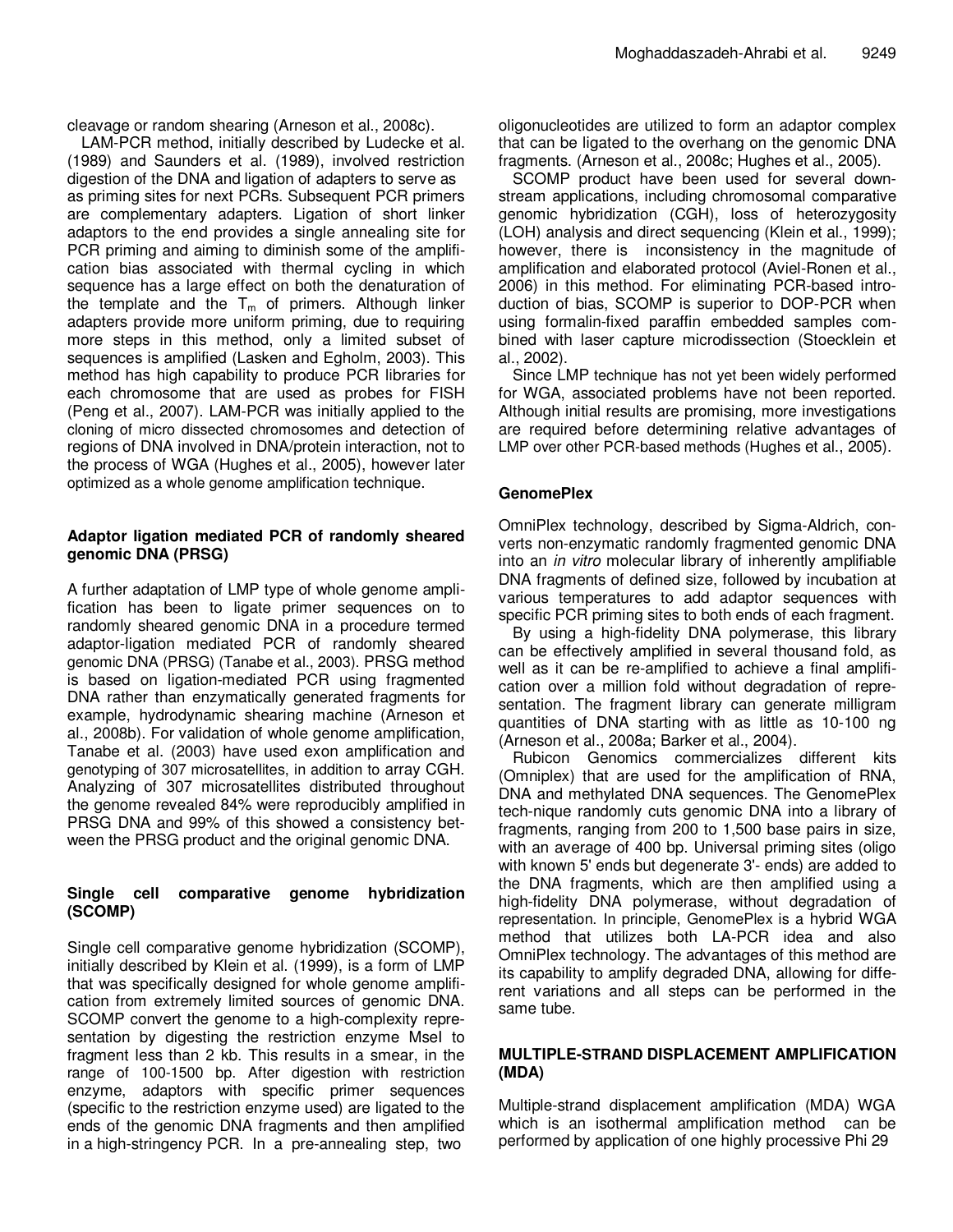cleavage or random shearing (Arneson et al., 2008c).

LAM-PCR method, initially described by Ludecke et al. (1989) and Saunders et al. (1989), involved restriction digestion of the DNA and ligation of adapters to serve as as priming sites for next PCRs. Subsequent PCR primers are complementary adapters. Ligation of short linker adaptors to the end provides a single annealing site for PCR priming and aiming to diminish some of the amplification bias associated with thermal cycling in which sequence has a large effect on both the denaturation of the template and the $T_m$ of primers. Although linker adapters provide more uniform priming, due to requiring more steps in this method, only a limited subset of sequences is amplified (Lasken and Egholm, 2003). This method has high capability to produce PCR libraries for each chromosome that are used as probes for FISH (Peng et al., 2007). LAM-PCR was initially applied to the cloning of micro dissected chromosomes and detection of regions of DNA involved in DNA/protein interaction, not to the process of WGA (Hughes et al., 2005), however later optimized as a whole genome amplification technique.

### Adaptor ligation mediated PCR of randomly sheared genomic DNA (PRSG)

A further adaptation of LMP type of whole genome amplification has been to ligate primer sequences on to randomly sheared genomic DNA in a procedure termed adaptor-ligation mediated PCR of randomly sheared genomic DNA (PRSG) (Tanabe et al., 2003). PRSG method is based on ligation-mediated PCR using fragmented DNA rather than enzymatically generated fragments for example, hydrodynamic shearing machine (Arneson et al., 2008b). For validation of whole genome amplification, Tanabe et al. (2003) have used exon amplification and genotyping of 307 microsatellites, in addition to array CGH. Analyzing of 307 microsatellites distributed throughout the genome revealed 84% were reproducibly amplified in PRSG DNA and 99% of this showed a consistency between the PRSG product and the original genomic DNA.

### Single cell comparative genome hybridization (SCOMP)

Single cell comparative genome hybridization (SCOMP), initially described by Klein et al. (1999), is a form of LMP that was specifically designed for whole genome amplification from extremely limited sources of genomic DNA. SCOMP convert the genome to a high-complexity representation by digesting the restriction enzyme MseI to fragment less than 2 kb. This results in a smear, in the range of 100-1500 bp. After digestion with restriction enzyme, adaptors with specific primer sequences (specific to the restriction enzyme used) are ligated to the ends of the genomic DNA fragments and then amplified in a high-stringency PCR. In a pre-annealing step, two oligonucleotides are utilized to form an adaptor complex that can be ligated to the overhang on the genomic DNA fragments. (Arneson et al., 2008c; Hughes et al., 2005).

SCOMP product have been used for several downstream applications, including chromosomal comparative genomic hybridization (CGH), loss of heterozygosity (LOH) analysis and direct sequencing (Klein et al., 1999); however, there is inconsistency in the magnitude of amplification and elaborated protocol (Aviel-Ronen et al., 2006) in this method. For eliminating PCR-based introduction of bias, SCOMP is superior to DOP-PCR when using formalin-fixed paraffin embedded samples combined with laser capture microdissection (Stoecklein et al., 2002).

Since LMP technique has not yet been widely performed for WGA, associated problems have not been reported. Although initial results are promising, more investigations are required before determining relative advantages of LMP over other PCR-based methods (Hughes et al., 2005).

### GenomePlex

OmniPlex technology, described by Sigma-Aldrich, converts non-enzymatic randomly fragmented genomic DNA into an *in vitro* molecular library of inherently amplifiable DNA fragments of defined size, followed by incubation at various temperatures to add adaptor sequences with specific PCR priming sites to both ends of each fragment.

By using a high-fidelity DNA polymerase, this library can be effectively amplified in several thousand fold, as well as it can be re-amplified to achieve a final amplification over a million fold without degradation of representation. The fragment library can generate milligram quantities of DNA starting with as little as 10-100 ng (Arneson et al., 2008a; Barker et al., 2004).

Rubicon Genomics commercializes different kits (Omniplex) that are used for the amplification of RNA, DNA and methylated DNA sequences. The GenomePlex tech-nique randomly cuts genomic DNA into a library of fragments, ranging from 200 to 1,500 base pairs in size, with an average of 400 bp. Universal priming sites (oligo with known 5' ends but degenerate 3'- ends) are added to the DNA fragments, which are then amplified using a high-fidelity DNA polymerase, without degradation of representation. In principle, GenomePlex is a hybrid WGA method that utilizes both LA-PCR idea and also OmniPlex technology. The advantages of this method are its capability to amplify degraded DNA, allowing for different variations and all steps can be performed in the same tube.

## MULTIPLE-STRAND DISPLACEMENT AMPLIFICATION (MDA)

Multiple-strand displacement amplification (MDA) WGA which is an isothermal amplification method can be performed by application of one highly processive Phi 29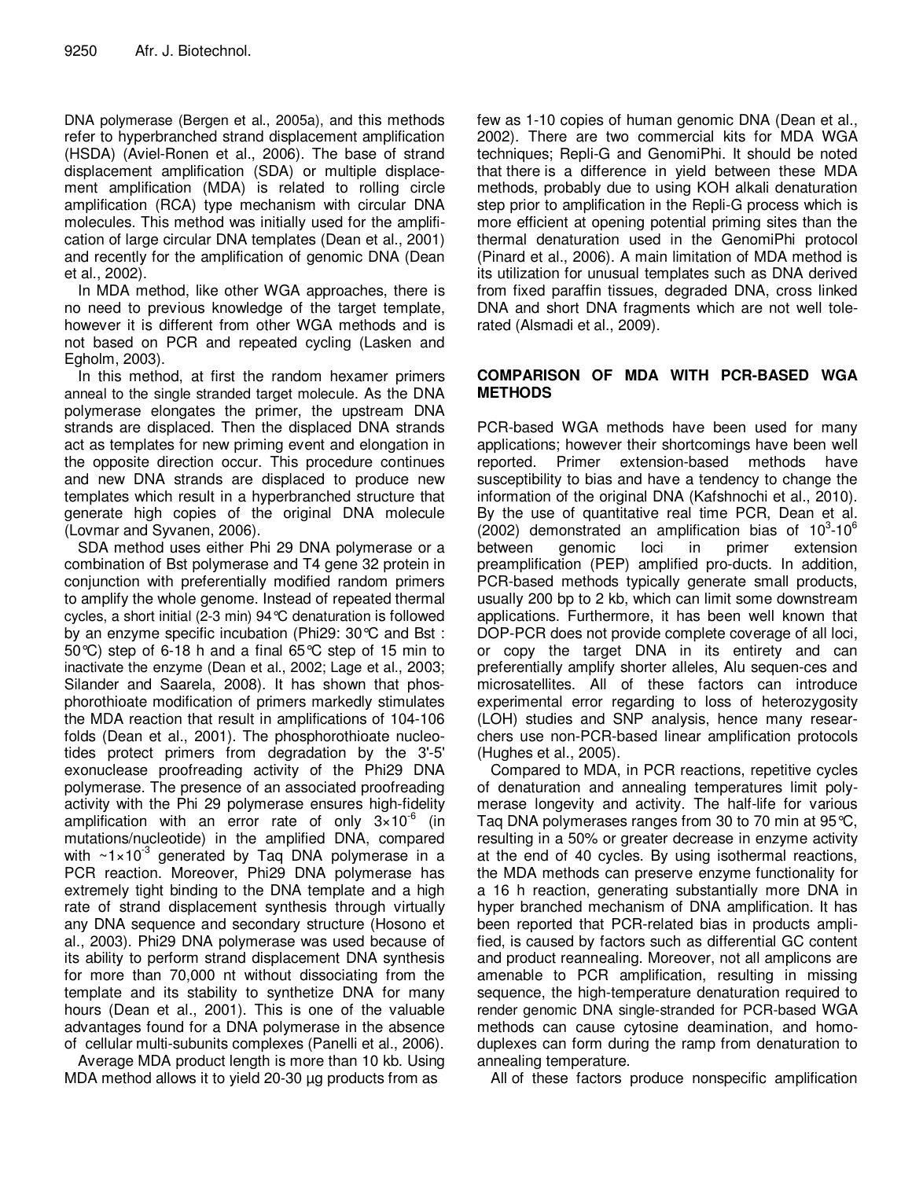DNA polymerase (Bergen et al., 2005a), and this methods refer to hyperbranched strand displacement amplification (HSDA) (Aviel-Ronen et al., 2006). The base of strand displacement amplification (SDA) or multiple displacement amplification (MDA) is related to rolling circle amplification (RCA) type mechanism with circular DNA molecules. This method was initially used for the amplification of large circular DNA templates (Dean et al., 2001) and recently for the amplification of genomic DNA (Dean et al., 2002).

In MDA method, like other WGA approaches, there is no need to previous knowledge of the target template, however it is different from other WGA methods and is not based on PCR and repeated cycling (Lasken and Egholm, 2003).

In this method, at first the random hexamer primers anneal to the single stranded target molecule. As the DNA polymerase elongates the primer, the upstream DNA strands are displaced. Then the displaced DNA strands act as templates for new priming event and elongation in the opposite direction occur. This procedure continues and new DNA strands are displaced to produce new templates which result in a hyperbranched structure that generate high copies of the original DNA molecule (Lovmar and Syvanen, 2006).

SDA method uses either Phi 29 DNA polymerase or a combination of Bst polymerase and T4 gene 32 protein in conjunction with preferentially modified random primers to amplify the whole genome. Instead of repeated thermal cycles, a short initial (2-3 min) 94°C denaturation is followed by an enzyme specific incubation (Phi29: 30°C and Bst : 50°C) step of 6-18 h and a final 65°C step of 15 min to inactivate the enzyme (Dean et al., 2002; Lage et al., 2003; Silander and Saarela, 2008). It has shown that phosphorothioate modification of primers markedly stimulates the MDA reaction that result in amplifications of 104-106 folds (Dean et al., 2001). The phosphorothioate nucleotides protect primers from degradation by the 3'-5' exonuclease proofreading activity of the Phi29 DNA polymerase. The presence of an associated proofreading activity with the Phi 29 polymerase ensures high-fidelity amplification with an error rate of only $3\times10^{-6}$ (in mutations/nucleotide) in the amplified DNA, compared with ~$1\times10^{-3}$ generated by Taq DNA polymerase in a PCR reaction. Moreover, Phi29 DNA polymerase has extremely tight binding to the DNA template and a high rate of strand displacement synthesis through virtually any DNA sequence and secondary structure (Hosono et al., 2003). Phi29 DNA polymerase was used because of its ability to perform strand displacement DNA synthesis for more than 70,000 nt without dissociating from the template and its stability to synthetize DNA for many hours (Dean et al., 2001). This is one of the valuable advantages found for a DNA polymerase in the absence of cellular multi-subunits complexes (Panelli et al., 2006).

Average MDA product length is more than 10 kb. Using MDA method allows it to yield 20-30 µg products from as few as 1-10 copies of human genomic DNA (Dean et al., 2002). There are two commercial kits for MDA WGA techniques; Repli-G and GenomiPhi. It should be noted that there is a difference in yield between these MDA methods, probably due to using KOH alkali denaturation step prior to amplification in the Repli-G process which is more efficient at opening potential priming sites than the thermal denaturation used in the GenomiPhi protocol (Pinard et al., 2006). A main limitation of MDA method is its utilization for unusual templates such as DNA derived from fixed paraffin tissues, degraded DNA, cross linked DNA and short DNA fragments which are not well tolerated (Alsmadi et al., 2009).

## COMPARISON OF MDA WITH PCR-BASED WGA METHODS

PCR-based WGA methods have been used for many applications; however their shortcomings have been well reported. Primer extension-based methods have susceptibility to bias and have a tendency to change the information of the original DNA (Kafshnochi et al., 2010). By the use of quantitative real time PCR, Dean et al. (2002) demonstrated an amplification bias of $10^3$-$10^6$ between genomic loci in primer extension preamplification (PEP) amplified products. In addition, PCR-based methods typically generate small products, usually 200 bp to 2 kb, which can limit some downstream applications. Furthermore, it has been well known that DOP-PCR does not provide complete coverage of all loci, or copy the target DNA in its entirety and can preferentially amplify shorter alleles, Alu sequences and microsatellites. All of these factors can introduce experimental error regarding to loss of heterozygosity (LOH) studies and SNP analysis, hence many researchers use non-PCR-based linear amplification protocols (Hughes et al., 2005).

Compared to MDA, in PCR reactions, repetitive cycles of denaturation and annealing temperatures limit polymerase longevity and activity. The half-life for various Taq DNA polymerases ranges from 30 to 70 min at 95°C, resulting in a 50% or greater decrease in enzyme activity at the end of 40 cycles. By using isothermal reactions, the MDA methods can preserve enzyme functionality for a 16 h reaction, generating substantially more DNA in hyper branched mechanism of DNA amplification. It has been reported that PCR-related bias in products amplified, is caused by factors such as differential GC content and product reannealing. Moreover, not all amplicons are amenable to PCR amplification, resulting in missing sequence, the high-temperature denaturation required to render genomic DNA single-stranded for PCR-based WGA methods can cause cytosine deamination, and homoduplexes can form during the ramp from denaturation to annealing temperature.

All of these factors produce nonspecific amplification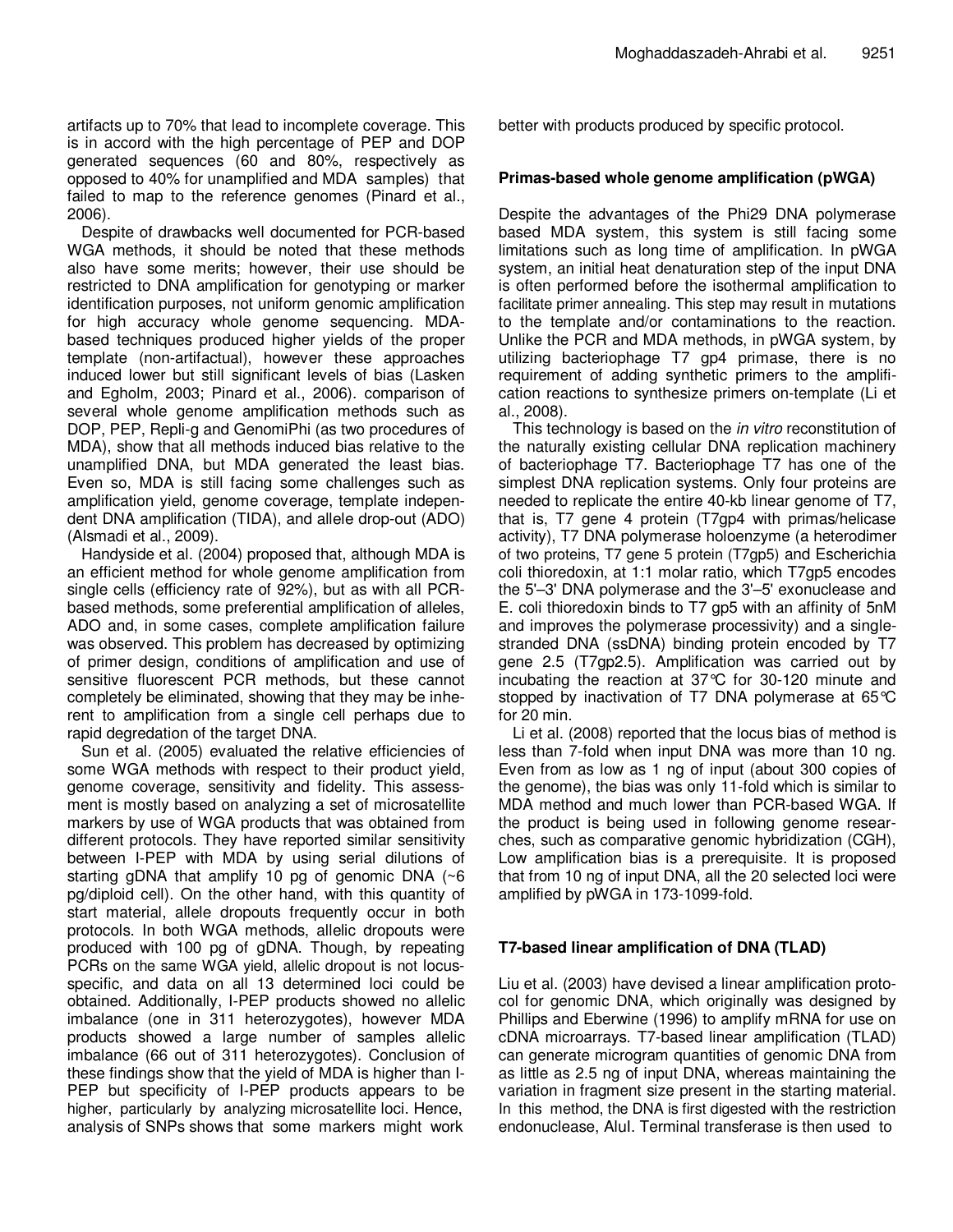artifacts up to 70% that lead to incomplete coverage. This is in accord with the high percentage of PEP and DOP generated sequences (60 and 80%, respectively as opposed to 40% for unamplified and MDA samples) that failed to map to the reference genomes (Pinard et al., 2006).

Despite of drawbacks well documented for PCR-based WGA methods, it should be noted that these methods also have some merits; however, their use should be restricted to DNA amplification for genotyping or marker identification purposes, not uniform genomic amplification for high accuracy whole genome sequencing. MDA-based techniques produced higher yields of the proper template (non-artifactual), however these approaches induced lower but still significant levels of bias (Lasken and Egholm, 2003; Pinard et al., 2006). comparison of several whole genome amplification methods such as DOP, PEP, Repli-g and GenomiPhi (as two procedures of MDA), show that all methods induced bias relative to the unamplified DNA, but MDA generated the least bias. Even so, MDA is still facing some challenges such as amplification yield, genome coverage, template independent DNA amplification (TIDA), and allele drop-out (ADO) (Alsmadi et al., 2009).

Handyside et al. (2004) proposed that, although MDA is an efficient method for whole genome amplification from single cells (efficiency rate of 92%), but as with all PCR-based methods, some preferential amplification of alleles, ADO and, in some cases, complete amplification failure was observed. This problem has decreased by optimizing of primer design, conditions of amplification and use of sensitive fluorescent PCR methods, but these cannot completely be eliminated, showing that they may be inherent to amplification from a single cell perhaps due to rapid degredation of the target DNA.

Sun et al. (2005) evaluated the relative efficiencies of some WGA methods with respect to their product yield, genome coverage, sensitivity and fidelity. This assessment is mostly based on analyzing a set of microsatellite markers by use of WGA products that was obtained from different protocols. They have reported similar sensitivity between I-PEP with MDA by using serial dilutions of starting gDNA that amplify 10 pg of genomic DNA (~6 pg/diploid cell). On the other hand, with this quantity of start material, allele dropouts frequently occur in both protocols. In both WGA methods, allelic dropouts were produced with 100 pg of gDNA. Though, by repeating PCRs on the same WGA yield, allelic dropout is not locus-specific, and data on all 13 determined loci could be obtained. Additionally, I-PEP products showed no allelic imbalance (one in 311 heterozygotes), however MDA products showed a large number of samples allelic imbalance (66 out of 311 heterozygotes). Conclusion of these findings show that the yield of MDA is higher than I-PEP but specificity of I-PEP products appears to be higher, particularly by analyzing microsatellite loci. Hence, analysis of SNPs shows that some markers might work better with products produced by specific protocol.

## Primas-based whole genome amplification (pWGA)

Despite the advantages of the Phi29 DNA polymerase based MDA system, this system is still facing some limitations such as long time of amplification. In pWGA system, an initial heat denaturation step of the input DNA is often performed before the isothermal amplification to facilitate primer annealing. This step may result in mutations to the template and/or contaminations to the reaction. Unlike the PCR and MDA methods, in pWGA system, by utilizing bacteriophage T7 gp4 primase, there is no requirement of adding synthetic primers to the amplification reactions to synthesize primers on-template (Li et al., 2008).

This technology is based on the *in vitro* reconstitution of the naturally existing cellular DNA replication machinery of bacteriophage T7. Bacteriophage T7 has one of the simplest DNA replication systems. Only four proteins are needed to replicate the entire 40-kb linear genome of T7, that is, T7 gene 4 protein (T7gp4 with primas/helicase activity), T7 DNA polymerase holoenzyme (a heterodimer of two proteins, T7 gene 5 protein (T7gp5) and Escherichia coli thioredoxin, at 1:1 molar ratio, which T7gp5 encodes the 5'–3' DNA polymerase and the 3'–5' exonuclease and E. coli thioredoxin binds to T7 gp5 with an affinity of 5nM and improves the polymerase processivity) and a single-stranded DNA (ssDNA) binding protein encoded by T7 gene 2.5 (T7gp2.5). Amplification was carried out by incubating the reaction at 37°C for 30-120 minute and stopped by inactivation of T7 DNA polymerase at 65°C for 20 min.

Li et al. (2008) reported that the locus bias of method is less than 7-fold when input DNA was more than 10 ng. Even from as low as 1 ng of input (about 300 copies of the genome), the bias was only 11-fold which is similar to MDA method and much lower than PCR-based WGA. If the product is being used in following genome researches, such as comparative genomic hybridization (CGH), Low amplification bias is a prerequisite. It is proposed that from 10 ng of input DNA, all the 20 selected loci were amplified by pWGA in 173-1099-fold.

## T7-based linear amplification of DNA (TLAD)

Liu et al. (2003) have devised a linear amplification protocol for genomic DNA, which originally was designed by Phillips and Eberwine (1996) to amplify mRNA for use on cDNA microarrays. T7-based linear amplification (TLAD) can generate microgram quantities of genomic DNA from as little as 2.5 ng of input DNA, whereas maintaining the variation in fragment size present in the starting material. In this method, the DNA is first digested with the restriction endonuclease, AluI. Terminal transferase is then used to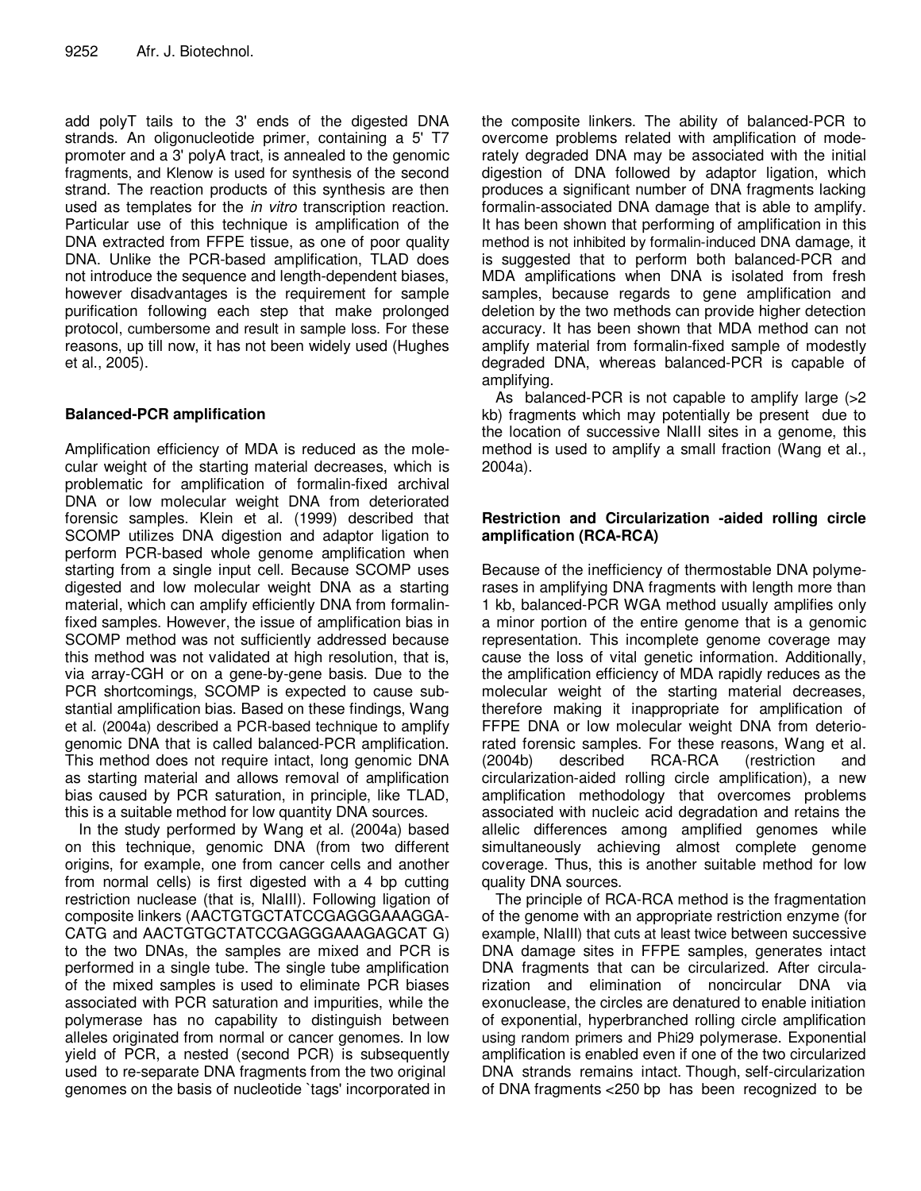add polyT tails to the 3' ends of the digested DNA strands. An oligonucleotide primer, containing a 5' T7 promoter and a 3' polyA tract, is annealed to the genomic fragments, and Klenow is used for synthesis of the second strand. The reaction products of this synthesis are then used as templates for the *in vitro* transcription reaction. Particular use of this technique is amplification of the DNA extracted from FFPE tissue, as one of poor quality DNA. Unlike the PCR-based amplification, TLAD does not introduce the sequence and length-dependent biases, however disadvantages is the requirement for sample purification following each step that make prolonged protocol, cumbersome and result in sample loss. For these reasons, up till now, it has not been widely used (Hughes et al., 2005).

## Balanced-PCR amplification

Amplification efficiency of MDA is reduced as the molecular weight of the starting material decreases, which is problematic for amplification of formalin-fixed archival DNA or low molecular weight DNA from deteriorated forensic samples. Klein et al. (1999) described that SCOMP utilizes DNA digestion and adaptor ligation to perform PCR-based whole genome amplification when starting from a single input cell. Because SCOMP uses digested and low molecular weight DNA as a starting material, which can amplify efficiently DNA from formalin-fixed samples. However, the issue of amplification bias in SCOMP method was not sufficiently addressed because this method was not validated at high resolution, that is, via array-CGH or on a gene-by-gene basis. Due to the PCR shortcomings, SCOMP is expected to cause substantial amplification bias. Based on these findings, Wang et al. (2004a) described a PCR-based technique to amplify genomic DNA that is called balanced-PCR amplification. This method does not require intact, long genomic DNA as starting material and allows removal of amplification bias caused by PCR saturation, in principle, like TLAD, this is a suitable method for low quantity DNA sources.

In the study performed by Wang et al. (2004a) based on this technique, genomic DNA (from two different origins, for example, one from cancer cells and another from normal cells) is first digested with a 4 bp cutting restriction nuclease (that is, NlaIII). Following ligation of composite linkers (AACTGTGCTATCCGAGGGAAAGGA-CATG and AACTGTGCTATCCGAGGGAAAGAGCAT G) to the two DNAs, the samples are mixed and PCR is performed in a single tube. The single tube amplification of the mixed samples is used to eliminate PCR biases associated with PCR saturation and impurities, while the polymerase has no capability to distinguish between alleles originated from normal or cancer genomes. In low yield of PCR, a nested (second PCR) is subsequently used to re-separate DNA fragments from the two original genomes on the basis of nucleotide `tags' incorporated in the composite linkers. The ability of balanced-PCR to overcome problems related with amplification of moderately degraded DNA may be associated with the initial digestion of DNA followed by adaptor ligation, which produces a significant number of DNA fragments lacking formalin-associated DNA damage that is able to amplify. It has been shown that performing of amplification in this method is not inhibited by formalin-induced DNA damage, it is suggested that to perform both balanced-PCR and MDA amplifications when DNA is isolated from fresh samples, because regards to gene amplification and deletion by the two methods can provide higher detection accuracy. It has been shown that MDA method can not amplify material from formalin-fixed sample of modestly degraded DNA, whereas balanced-PCR is capable of amplifying.

As balanced-PCR is not capable to amplify large (>2 kb) fragments which may potentially be present due to the location of successive NlaIII sites in a genome, this method is used to amplify a small fraction (Wang et al., 2004a).

## Restriction and Circularization -aided rolling circle amplification (RCA-RCA)

Because of the inefficiency of thermostable DNA polymerases in amplifying DNA fragments with length more than 1 kb, balanced-PCR WGA method usually amplifies only a minor portion of the entire genome that is a genomic representation. This incomplete genome coverage may cause the loss of vital genetic information. Additionally, the amplification efficiency of MDA rapidly reduces as the molecular weight of the starting material decreases, therefore making it inappropriate for amplification of FFPE DNA or low molecular weight DNA from deteriorated forensic samples. For these reasons, Wang et al. (2004b) described RCA-RCA (restriction and circularization-aided rolling circle amplification), a new amplification methodology that overcomes problems associated with nucleic acid degradation and retains the allelic differences among amplified genomes while simultaneously achieving almost complete genome coverage. Thus, this is another suitable method for low quality DNA sources.

The principle of RCA-RCA method is the fragmentation of the genome with an appropriate restriction enzyme (for example, NlaIII) that cuts at least twice between successive DNA damage sites in FFPE samples, generates intact DNA fragments that can be circularized. After circularization and elimination of noncircular DNA via exonuclease, the circles are denatured to enable initiation of exponential, hyperbranched rolling circle amplification using random primers and Phi29 polymerase. Exponential amplification is enabled even if one of the two circularized DNA strands remains intact. Though, self-circularization of DNA fragments <250 bp has been recognized to be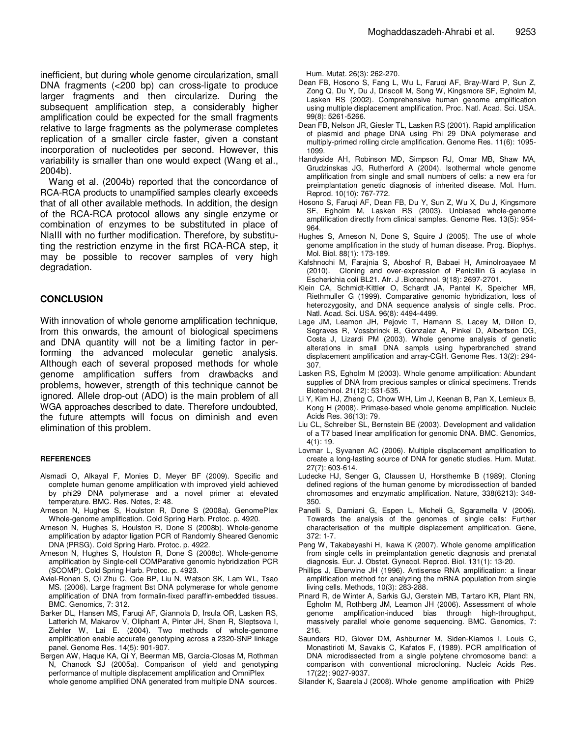inefficient, but during whole genome circularization, small DNA fragments (<200 bp) can cross-ligate to produce larger fragments and then circularize. During the subsequent amplification step, a considerably higher amplification could be expected for the small fragments relative to large fragments as the polymerase completes replication of a smaller circle faster, given a constant incorporation of nucleotides per second. However, this variability is smaller than one would expect (Wang et al., 2004b).

Wang et al. (2004b) reported that the concordance of RCA-RCA products to unamplified samples clearly exceeds that of all other available methods. In addition, the design of the RCA-RCA protocol allows any single enzyme or combination of enzymes to be substituted in place of NlaIII with no further modification. Therefore, by substituting the restriction enzyme in the first RCA-RCA step, it may be possible to recover samples of very high degradation.

## CONCLUSION

With innovation of whole genome amplification technique, from this onwards, the amount of biological specimens and DNA quantity will not be a limiting factor in performing the advanced molecular genetic analysis. Although each of several proposed methods for whole genome amplification suffers from drawbacks and problems, however, strength of this technique cannot be ignored. Allele drop-out (ADO) is the main problem of all WGA approaches described to date. Therefore undoubted, the future attempts will focus on diminish and even elimination of this problem.

### REFERENCES

Alsmadi O, Alkayal F, Monies D, Meyer BF (2009). Specific and complete human genome amplification with improved yield achieved by phi29 DNA polymerase and a novel primer at elevated temperature. BMC. Res. Notes, 2: 48.

Arneson N, Hughes S, Houlston R, Done S (2008a). GenomePlex Whole-genome amplification. Cold Spring Harb. Protoc. p. 4920.

Arneson N, Hughes S, Houlston R, Done S (2008b). Whole-genome amplification by adaptor ligation PCR of Randomly Sheared Genomic DNA (PRSG). Cold Spring Harb. Protoc. p. 4922.

Arneson N, Hughes S, Houlston R, Done S (2008c). Whole-genome amplification by Single-cell COMParative genomic hybridization PCR (SCOMP). Cold Spring Harb. Protoc. p. 4923.

Aviel-Ronen S, Qi Zhu C, Coe BP, Liu N, Watson SK, Lam WL, Tsao MS. (2006). Large fragment Bst DNA polymerase for whole genome amplification of DNA from formalin-fixed paraffin-embedded tissues. BMC. Genomics, 7: 312.

Barker DL, Hansen MS, Faruqi AF, Giannola D, Irsula OR, Lasken RS, Latterich M, Makarov V, Oliphant A, Pinter JH, Shen R, Sleptsova I, Ziehler W, Lai E. (2004). Two methods of whole-genome amplification enable accurate genotyping across a 2320-SNP linkage panel. Genome Res. 14(5): 901-907.

Bergen AW, Haque KA, Qi Y, Beerman MB, Garcia-Closas M, Rothman N, Chanock SJ (2005a). Comparison of yield and genotyping performance of multiple displacement amplification and OmniPlex whole genome amplified DNA generated from multiple DNA sources. Hum. Mutat. 26(3): 262-270.

Dean FB, Hosono S, Fang L, Wu L, Faruqi AF, Bray-Ward P, Sun Z, Zong Q, Du Y, Du J, Driscoll M, Song W, Kingsmore SF, Egholm M, Lasken RS (2002). Comprehensive human genome amplification using multiple displacement amplification. Proc. Natl. Acad. Sci. USA. 99(8): 5261-5266.

Dean FB, Nelson JR, Giesler TL, Lasken RS (2001). Rapid amplification of plasmid and phage DNA using Phi 29 DNA polymerase and multiply-primed rolling circle amplification. Genome Res. 11(6): 1095-1099.

Handyside AH, Robinson MD, Simpson RJ, Omar MB, Shaw MA, Grudzinskas JG, Rutherford A (2004). Isothermal whole genome amplification from single and small numbers of cells: a new era for preimplantation genetic diagnosis of inherited disease. Mol. Hum. Reprod. 10(10): 767-772.

Hosono S, Faruqi AF, Dean FB, Du Y, Sun Z, Wu X, Du J, Kingsmore SF, Egholm M, Lasken RS (2003). Unbiased whole-genome amplification directly from clinical samples. Genome Res. 13(5): 954-964.

Hughes S, Arneson N, Done S, Squire J (2005). The use of whole genome amplification in the study of human disease. Prog. Biophys. Mol. Biol. 88(1): 173-189.

Kafshnochi M, Farajnia S, Aboshof R, Babaei H, Aminolroayaee M (2010). Cloning and over-expression of Penicillin G acylase in Escherichia coli BL21. Afr. J .Biotechnol. 9(18): 2697-2701.

Klein CA, Schmidt-Kittler O, Schardt JA, Pantel K, Speicher MR, Riethmuller G (1999). Comparative genomic hybridization, loss of heterozygosity, and DNA sequence analysis of single cells. Proc. Natl. Acad. Sci. USA. 96(8): 4494-4499.

Lage JM, Leamon JH, Pejovic T, Hamann S, Lacey M, Dillon D, Segraves R, Vossbrinck B, Gonzalez A, Pinkel D, Albertson DG, Costa J, Lizardi PM (2003). Whole genome analysis of genetic alterations in small DNA sampls using hyperbranched strand displacement amplification and array-CGH. Genome Res. 13(2): 294-307.

Lasken RS, Egholm M (2003). Whole genome amplification: Abundant supplies of DNA from precious samples or clinical specimens. Trends Biotechnol. 21(12): 531-535.

Li Y, Kim HJ, Zheng C, Chow WH, Lim J, Keenan B, Pan X, Lemieux B, Kong H (2008). Primase-based whole genome amplification. Nucleic Acids Res. 36(13): 79.

Liu CL, Schreiber SL, Bernstein BE (2003). Development and validation of a T7 based linear amplification for genomic DNA. BMC. Genomics, 4(1): 19.

Lovmar L, Syvanen AC (2006). Multiple displacement amplification to create a long-lasting source of DNA for genetic studies. Hum. Mutat. 27(7): 603-614.

Ludecke HJ, Senger G, Claussen U, Horsthemke B (1989). Cloning defined regions of the human genome by microdissection of banded chromosomes and enzymatic amplification. Nature, 338(6213): 348-350.

Panelli S, Damiani G, Espen L, Micheli G, Sgaramella V (2006). Towards the analysis of the genomes of single cells: Further characterisation of the multiple displacement amplification. Gene, 372: 1-7.

Peng W, Takabayashi H, Ikawa K (2007). Whole genome amplification from single cells in preimplantation genetic diagnosis and prenatal diagnosis. Eur. J. Obstet. Gynecol. Reprod. Biol. 131(1): 13-20.

Phillips J, Eberwine JH (1996). Antisense RNA amplification: a linear amplification method for analyzing the mRNA population from single living cells. Methods, 10(3): 283-288.

Pinard R, de Winter A, Sarkis GJ, Gerstein MB, Tartaro KR, Plant RN, Egholm M, Rothberg JM, Leamon JH (2006). Assessment of whole genome amplification-induced bias through high-throughput, massively parallel whole genome sequencing. BMC. Genomics, 7: 216.

Saunders RD, Glover DM, Ashburner M, Siden-Kiamos I, Louis C, Monastirioti M, Savakis C, Kafatos F, (1989). PCR amplification of DNA microdissected from a single polytene chromosome band: a comparison with conventional microcloning. Nucleic Acids Res. 17(22): 9027-9037.

Silander K, Saarela J (2008). Whole genome amplification with Phi29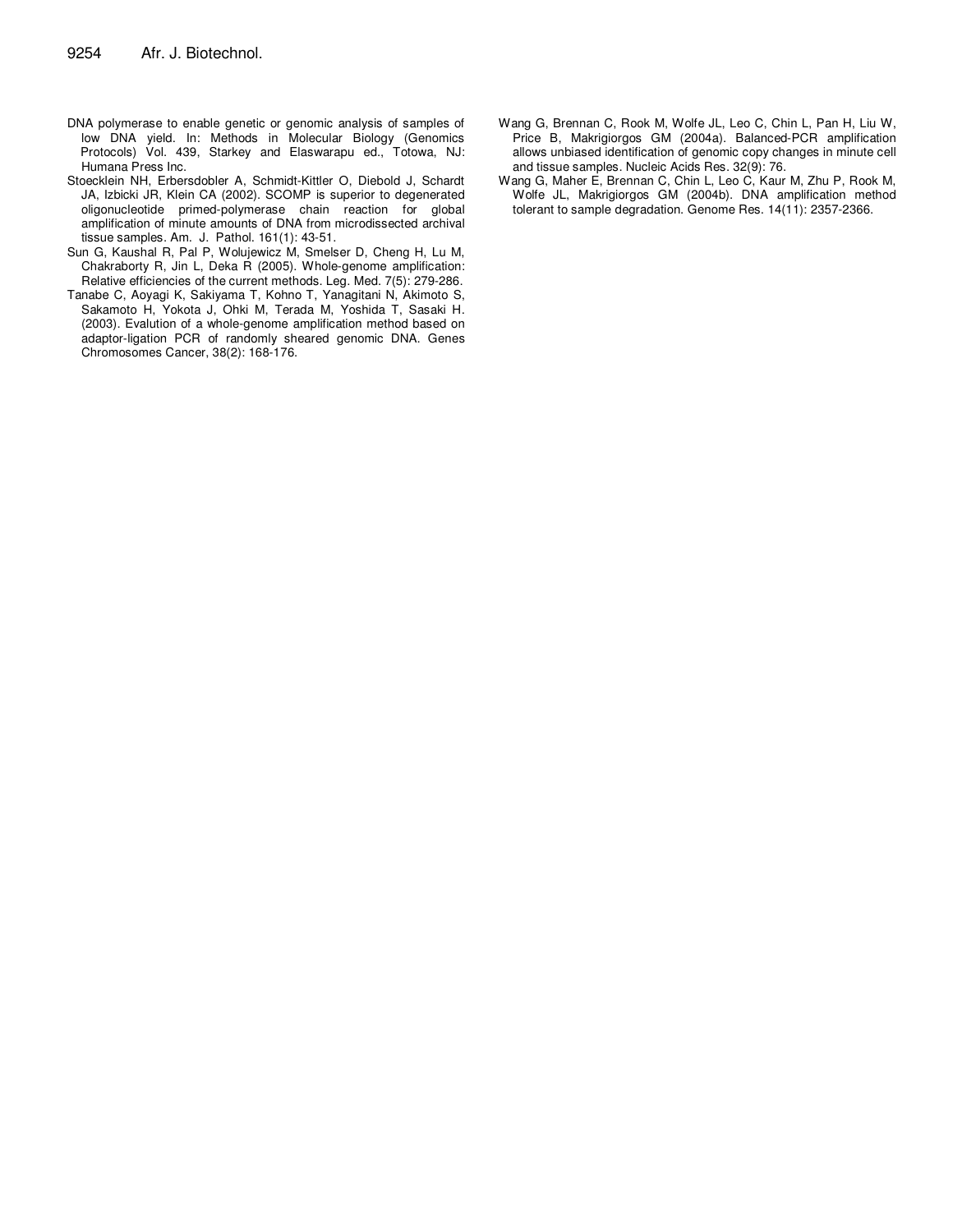DNA polymerase to enable genetic or genomic analysis of samples of low DNA yield. In: Methods in Molecular Biology (Genomics Protocols) Vol. 439, Starkey and Elaswarapu ed., Totowa, NJ: Humana Press Inc.

Stoecklein NH, Erbersdobler A, Schmidt-Kittler O, Diebold J, Schardt JA, Izbicki JR, Klein CA (2002). SCOMP is superior to degenerated oligonucleotide primed-polymerase chain reaction for global amplification of minute amounts of DNA from microdissected archival tissue samples. Am. J. Pathol. 161(1): 43-51.

Sun G, Kaushal R, Pal P, Wolujewicz M, Smelser D, Cheng H, Lu M, Chakraborty R, Jin L, Deka R (2005). Whole-genome amplification: Relative efficiencies of the current methods. Leg. Med. 7(5): 279-286.

Tanabe C, Aoyagi K, Sakiyama T, Kohno T, Yanagitani N, Akimoto S, Sakamoto H, Yokota J, Ohki M, Terada M, Yoshida T, Sasaki H. (2003). Evalution of a whole-genome amplification method based on adaptor-ligation PCR of randomly sheared genomic DNA. Genes Chromosomes Cancer, 38(2): 168-176.

Wang G, Brennan C, Rook M, Wolfe JL, Leo C, Chin L, Pan H, Liu W, Price B, Makrigiorgos GM (2004a). Balanced-PCR amplification allows unbiased identification of genomic copy changes in minute cell and tissue samples. Nucleic Acids Res. 32(9): 76.

Wang G, Maher E, Brennan C, Chin L, Leo C, Kaur M, Zhu P, Rook M, Wolfe JL, Makrigiorgos GM (2004b). DNA amplification method tolerant to sample degradation. Genome Res. 14(11): 2357-2366.